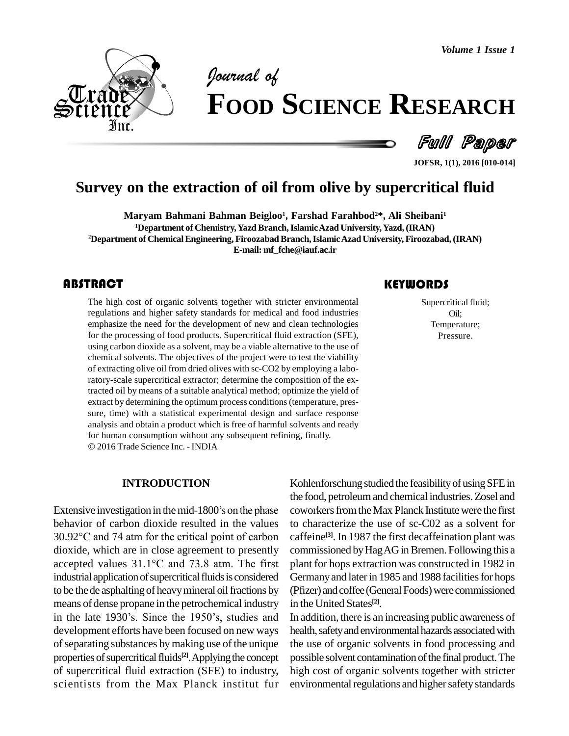# Survey on the extraction of oil from olive by supercritical fluid

**Maryam Bahmani Bahman Beigloo[1], Farshad Farahbod[2]\*, Ali Sheibani[1]**

[1]Department of Chemistry, Yazd Branch, Islamic Azad University, Yazd, (IRAN)

[2]Department of Chemical Engineering, Firoozabad Branch, Islamic Azad University, Firoozabad, (IRAN)

E-mail: mf_fche@iauf.ac.ir

## ABSTRACT

The high cost of organic solvents together with stricter environmental regulations and higher safety standards for medical and food industries emphasize the need for the development of new and clean technologies for the processing of food products. Supercritical fluid extraction (SFE), using carbon dioxide as a solvent, may be a viable alternative to the use of chemical solvents. The objectives of the project were to test the viability of extracting olive oil from dried olives with sc-CO2 by employing a laboratory-scale supercritical extractor; determine the composition of the extracted oil by means of a suitable analytical method; optimize the yield of extract by determining the optimum process conditions (temperature, pressure, time) with a statistical experimental design and surface response analysis and obtain a product which is free of harmful solvents and ready for human consumption without any subsequent refining, finally.

© 2016 Trade Science Inc. - INDIA

## KEYWORDS

Supercritical fluid;
Oil;
Temperature;
Pressure.

## INTRODUCTION

Extensive investigation in the mid-1800's on the phase behavior of carbon dioxide resulted in the values 30.92°C and 74 atm for the critical point of carbon dioxide, which are in close agreement to presently accepted values 31.1°C and 73.8 atm. The first industrial application of supercritical fluids is considered to be the de asphalting of heavy mineral oil fractions by means of dense propane in the petrochemical industry in the late 1930's. Since the 1950's, studies and development efforts have been focused on new ways of separating substances by making use of the unique properties of supercritical fluids[2]. Applying the concept of supercritical fluid extraction (SFE) to industry, scientists from the Max Planck institut fur Kohlenforschung studied the feasibility of using SFE in the food, petroleum and chemical industries. Zosel and coworkers from the Max Planck Institute were the first to characterize the use of sc-C02 as a solvent for caffeine[3]. In 1987 the first decaffeination plant was commissioned by Hag AG in Bremen. Following this a plant for hops extraction was constructed in 1982 in Germany and later in 1985 and 1988 facilities for hops (Pfizer) and coffee (General Foods) were commissioned in the United States[2].

In addition, there is an increasing public awareness of health, safety and environmental hazards associated with the use of organic solvents in food processing and possible solvent contamination of the final product. The high cost of organic solvents together with stricter environmental regulations and higher safety standards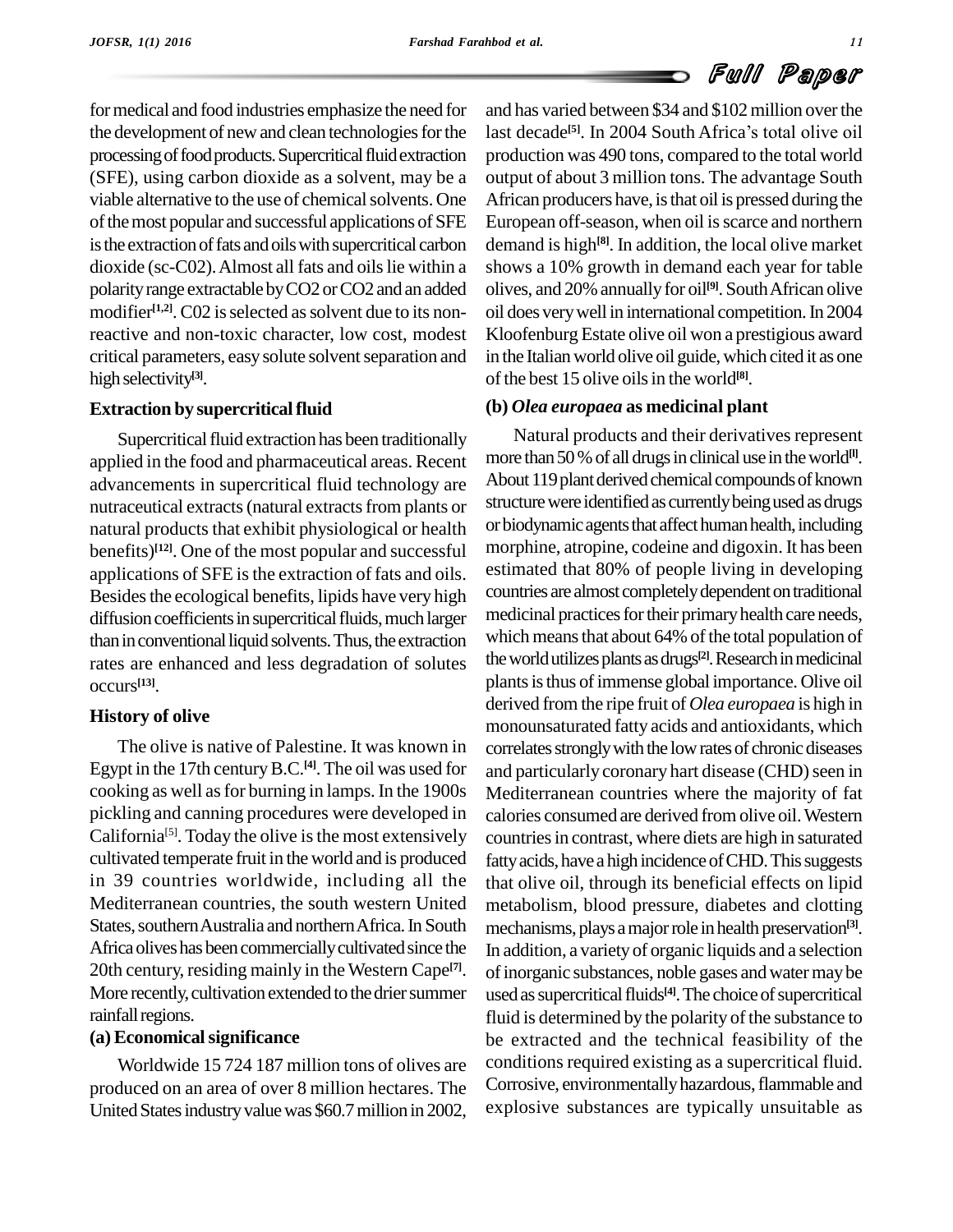for medical and food industries emphasize the need for the development of new and clean technologies for the processing of food products. Supercritical fluid extraction (SFE), using carbon dioxide as a solvent, may be a viable alternative to the use of chemical solvents. One of the most popular and successful applications of SFE is the extraction of fats and oils with supercritical carbon dioxide (sc-C02). Almost all fats and oils lie within a polarity range extractable by CO2 or CO2 and an added modifier[1,2]. C02 is selected as solvent due to its non-reactive and non-toxic character, low cost, modest critical parameters, easy solute solvent separation and high selectivity[3].

### Extraction by supercritical fluid

Supercritical fluid extraction has been traditionally applied in the food and pharmaceutical areas. Recent advancements in supercritical fluid technology are nutraceutical extracts (natural extracts from plants or natural products that exhibit physiological or health benefits)[12]. One of the most popular and successful applications of SFE is the extraction of fats and oils. Besides the ecological benefits, lipids have very high diffusion coefficients in supercritical fluids, much larger than in conventional liquid solvents. Thus, the extraction rates are enhanced and less degradation of solutes occurs[13].

### History of olive

The olive is native of Palestine. It was known in Egypt in the 17th century B.C.[4]. The oil was used for cooking as well as for burning in lamps. In the 1900s pickling and canning procedures were developed in California[5]. Today the olive is the most extensively cultivated temperate fruit in the world and is produced in 39 countries worldwide, including all the Mediterranean countries, the south western United States, southern Australia and northern Africa. In South Africa olives has been commercially cultivated since the 20th century, residing mainly in the Western Cape[7]. More recently, cultivation extended to the drier summer rainfall regions.

### (a) Economical significance

Worldwide 15 724 187 million tons of olives are produced on an area of over 8 million hectares. The United States industry value was $60.7 million in 2002, and has varied between $34 and $102 million over the last decade[5]. In 2004 South Africa's total olive oil production was 490 tons, compared to the total world output of about 3 million tons. The advantage South African producers have, is that oil is pressed during the European off-season, when oil is scarce and northern demand is high[8]. In addition, the local olive market shows a 10% growth in demand each year for table olives, and 20% annually for oil[9]. South African olive oil does very well in international competition. In 2004 Kloofenburg Estate olive oil won a prestigious award in the Italian world olive oil guide, which cited it as one of the best 15 olive oils in the world[8].

### (b) *Olea europaea* as medicinal plant

Natural products and their derivatives represent more than 50 % of all drugs in clinical use in the world[l]. About 119 plant derived chemical compounds of known structure were identified as currently being used as drugs or biodynamic agents that affect human health, including morphine, atropine, codeine and digoxin. It has been estimated that 80% of people living in developing countries are almost completely dependent on traditional medicinal practices for their primary health care needs, which means that about 64% of the total population of the world utilizes plants as drugs[2]. Research in medicinal plants is thus of immense global importance. Olive oil derived from the ripe fruit of *Olea europaea* is high in monounsaturated fatty acids and antioxidants, which correlates strongly with the low rates of chronic diseases and particularly coronary hart disease (CHD) seen in Mediterranean countries where the majority of fat calories consumed are derived from olive oil. Western countries in contrast, where diets are high in saturated fatty acids, have a high incidence of CHD. This suggests that olive oil, through its beneficial effects on lipid metabolism, blood pressure, diabetes and clotting mechanisms, plays a major role in health preservation[3]. In addition, a variety of organic liquids and a selection of inorganic substances, noble gases and water may be used as supercritical fluids[4]. The choice of supercritical fluid is determined by the polarity of the substance to be extracted and the technical feasibility of the conditions required existing as a supercritical fluid. Corrosive, environmentally hazardous, flammable and explosive substances are typically unsuitable as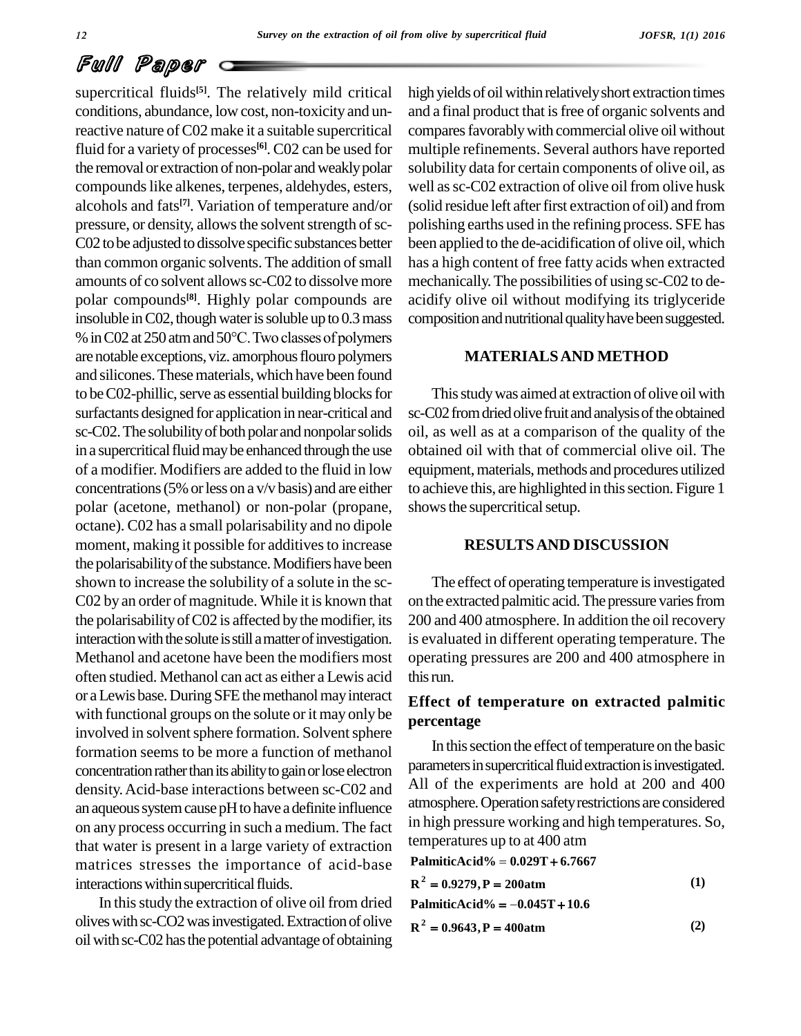supercritical fluids[5]. The relatively mild critical conditions, abundance, low cost, non-toxicity and unreactive nature of C02 make it a suitable supercritical fluid for a variety of processes[6]. C02 can be used for the removal or extraction of non-polar and weakly polar compounds like alkenes, terpenes, aldehydes, esters, alcohols and fats[7]. Variation of temperature and/or pressure, or density, allows the solvent strength of sc-C02 to be adjusted to dissolve specific substances better than common organic solvents. The addition of small amounts of co solvent allows sc-C02 to dissolve more polar compounds[8]. Highly polar compounds are insoluble in C02, though water is soluble up to 0.3 mass % in C02 at 250 atm and 50°C. Two classes of polymers are notable exceptions, viz. amorphous flouro polymers and silicones. These materials, which have been found to be C02-phillic, serve as essential building blocks for surfactants designed for application in near-critical and sc-C02. The solubility of both polar and nonpolar solids in a supercritical fluid may be enhanced through the use of a modifier. Modifiers are added to the fluid in low concentrations (5% or less on a v/v basis) and are either polar (acetone, methanol) or non-polar (propane, octane). C02 has a small polarisability and no dipole moment, making it possible for additives to increase the polarisability of the substance. Modifiers have been shown to increase the solubility of a solute in the sc-C02 by an order of magnitude. While it is known that the polarisability of C02 is affected by the modifier, its interaction with the solute is still a matter of investigation. Methanol and acetone have been the modifiers most often studied. Methanol can act as either a Lewis acid or a Lewis base. During SFE the methanol may interact with functional groups on the solute or it may only be involved in solvent sphere formation. Solvent sphere formation seems to be more a function of methanol concentration rather than its ability to gain or lose electron density. Acid-base interactions between sc-C02 and an aqueous system cause pH to have a definite influence on any process occurring in such a medium. The fact that water is present in a large variety of extraction matrices stresses the importance of acid-base interactions within supercritical fluids.

In this study the extraction of olive oil from dried olives with sc-CO2 was investigated. Extraction of olive oil with sc-C02 has the potential advantage of obtaining high yields of oil within relatively short extraction times and a final product that is free of organic solvents and compares favorably with commercial olive oil without multiple refinements. Several authors have reported solubility data for certain components of olive oil, as well as sc-C02 extraction of olive oil from olive husk (solid residue left after first extraction of oil) and from polishing earths used in the refining process. SFE has been applied to the de-acidification of olive oil, which has a high content of free fatty acids when extracted mechanically. The possibilities of using sc-C02 to de-acidify olive oil without modifying its triglyceride composition and nutritional quality have been suggested.

## MATERIALS AND METHOD

This study was aimed at extraction of olive oil with sc-C02 from dried olive fruit and analysis of the obtained oil, as well as at a comparison of the quality of the obtained oil with that of commercial olive oil. The equipment, materials, methods and procedures utilized to achieve this, are highlighted in this section. Figure 1 shows the supercritical setup.

## RESULTS AND DISCUSSION

The effect of operating temperature is investigated on the extracted palmitic acid. The pressure varies from 200 and 400 atmosphere. In addition the oil recovery is evaluated in different operating temperature. The operating pressures are 200 and 400 atmosphere in this run.

### Effect of temperature on extracted palmitic percentage

In this section the effect of temperature on the basic parameters in supercritical fluid extraction is investigated. All of the experiments are hold at 200 and 400 atmosphere. Operation safety restrictions are considered in high pressure working and high temperatures. So, temperatures up to at 400 atm

$$\text{PalmiticAcid\%} = 0.029T + 6.7667$$

$$R^2 = 0.9279, P = 200\text{atm} \quad (1)$$

$$\text{PalmiticAcid\%} = -0.045T + 10.6$$

$$R^2 = 0.9643, P = 400\text{atm} \quad (2)$$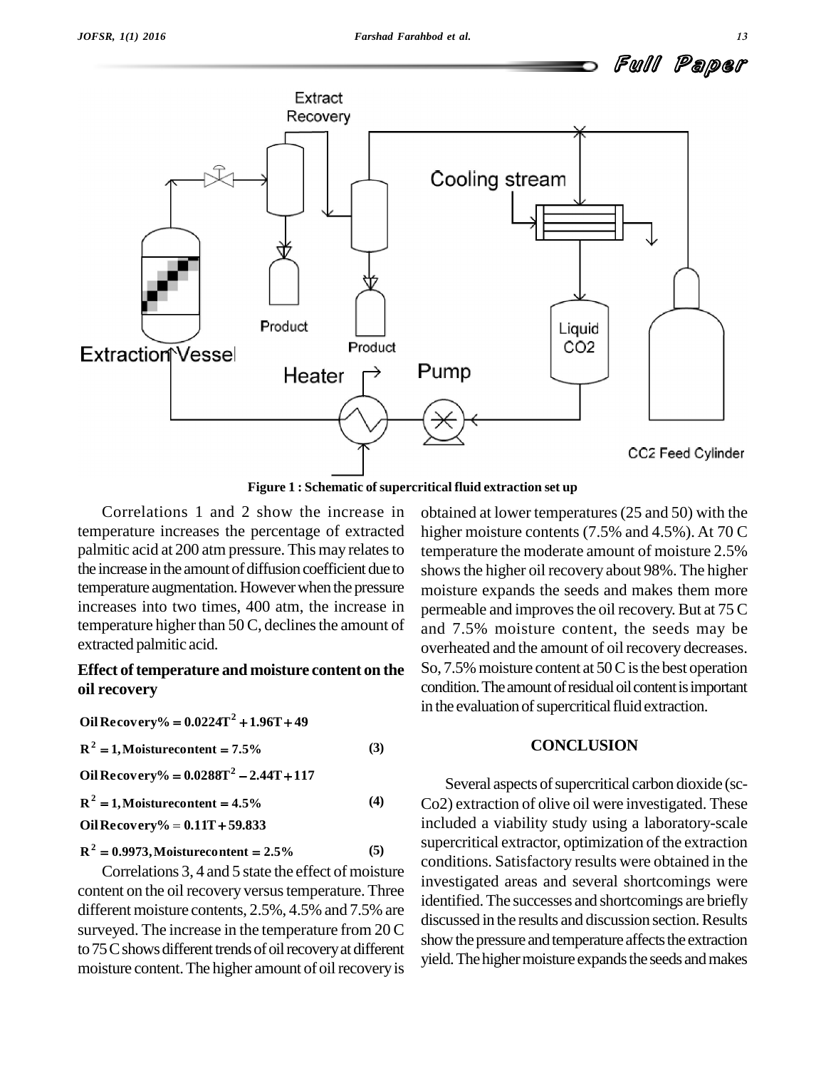Figure 1 : Schematic of supercritical fluid extraction set up

Correlations 1 and 2 show the increase in temperature increases the percentage of extracted palmitic acid at 200 atm pressure. This may relates to the increase in the amount of diffusion coefficient due to temperature augmentation. However when the pressure increases into two times, 400 atm, the increase in temperature higher than 50 C, declines the amount of extracted palmitic acid.

## Effect of temperature and moisture content on the oil recovery

$$\text{Oil Recovery\%} = 0.0224T^2 + 1.96T + 49$$
$$R^2 = 1, \text{Moisture content} = 7.5\% \quad (3)$$

$$\text{Oil Recovery\%} = 0.0288T^2 - 2.44T + 117$$
$$R^2 = 1, \text{Moisture content} = 4.5\% \quad (4)$$

$$\text{Oil Recovery\%} = 0.11T + 59.833$$
$$R^2 = 0.9973, \text{Moisture content} = 2.5\% \quad (5)$$

Correlations 3, 4 and 5 state the effect of moisture content on the oil recovery versus temperature. Three different moisture contents, 2.5%, 4.5% and 7.5% are surveyed. The increase in the temperature from 20 C to 75 C shows different trends of oil recovery at different moisture content. The higher amount of oil recovery is obtained at lower temperatures (25 and 50) with the higher moisture contents (7.5% and 4.5%). At 70 C temperature the moderate amount of moisture 2.5% shows the higher oil recovery about 98%. The higher moisture expands the seeds and makes them more permeable and improves the oil recovery. But at 75 C and 7.5% moisture content, the seeds may be overheated and the amount of oil recovery decreases. So, 7.5% moisture content at 50 C is the best operation condition. The amount of residual oil content is important in the evaluation of supercritical fluid extraction.

## CONCLUSION

Several aspects of supercritical carbon dioxide (sc-Co2) extraction of olive oil were investigated. These included a viability study using a laboratory-scale supercritical extractor, optimization of the extraction conditions. Satisfactory results were obtained in the investigated areas and several shortcomings were identified. The successes and shortcomings are briefly discussed in the results and discussion section. Results show the pressure and temperature affects the extraction yield. The higher moisture expands the seeds and makes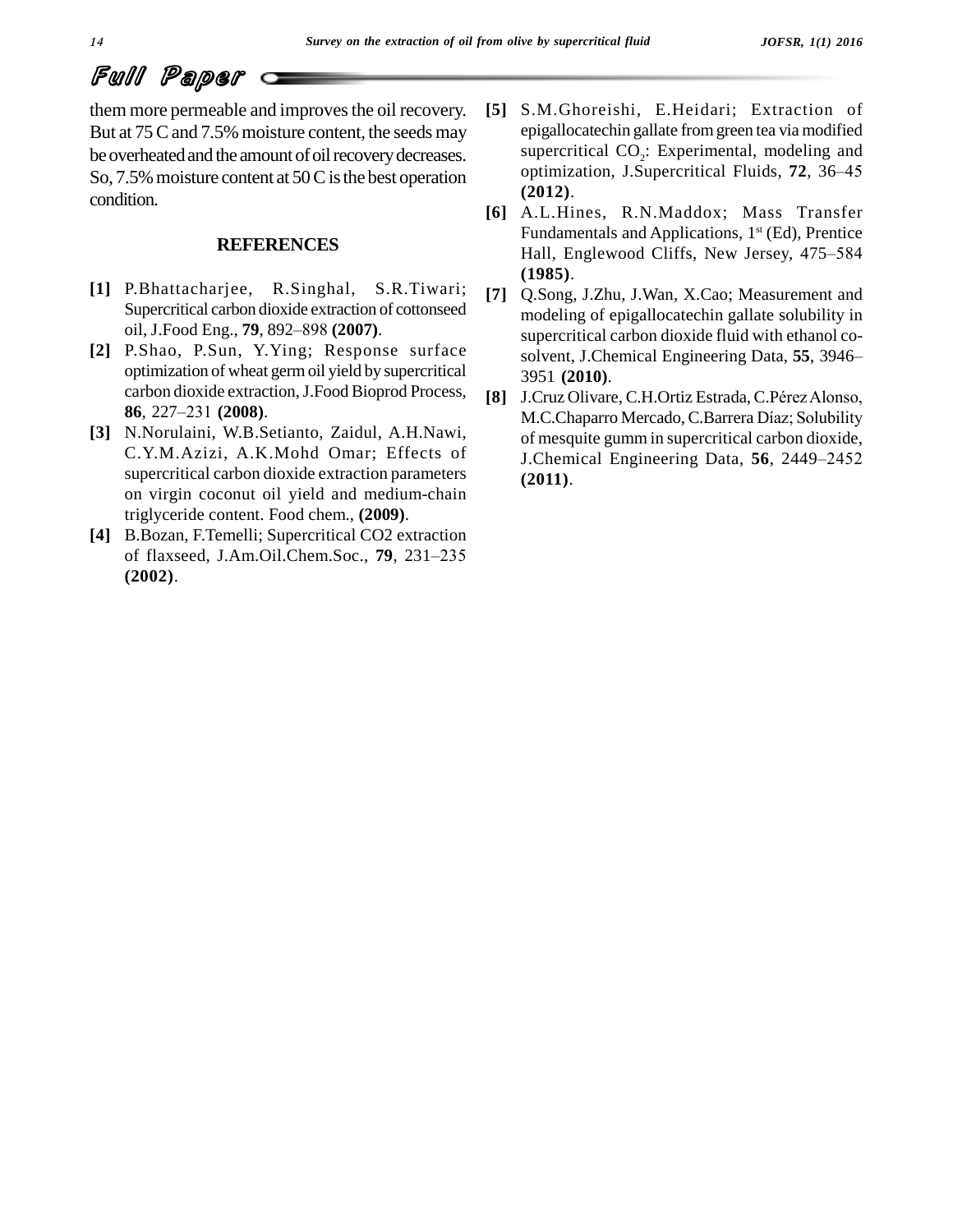them more permeable and improves the oil recovery. But at 75 C and 7.5% moisture content, the seeds may be overheated and the amount of oil recovery decreases. So, 7.5% moisture content at 50 C is the best operation condition.

## REFERENCES

**[1]** P.Bhattacharjee, R.Singhal, S.R.Tiwari; Supercritical carbon dioxide extraction of cottonseed oil, J.Food Eng., **79**, 892–898 **(2007)**.

**[2]** P.Shao, P.Sun, Y.Ying; Response surface optimization of wheat germ oil yield by supercritical carbon dioxide extraction, J.Food Bioprod Process, **86**, 227–231 **(2008)**.

**[3]** N.Norulaini, W.B.Setianto, Zaidul, A.H.Nawi, C.Y.M.Azizi, A.K.Mohd Omar; Effects of supercritical carbon dioxide extraction parameters on virgin coconut oil yield and medium-chain triglyceride content. Food chem., **(2009)**.

**[4]** B.Bozan, F.Temelli; Supercritical CO2 extraction of flaxseed, J.Am.Oil.Chem.Soc., **79**, 231–235 **(2002)**.

**[5]** S.M.Ghoreishi, E.Heidari; Extraction of epigallocatechin gallate from green tea via modified supercritical $CO_2$: Experimental, modeling and optimization, J.Supercritical Fluids, **72**, 36–45 **(2012)**.

**[6]** A.L.Hines, R.N.Maddox; Mass Transfer Fundamentals and Applications, 1st (Ed), Prentice Hall, Englewood Cliffs, New Jersey, 475–584 **(1985)**.

**[7]** Q.Song, J.Zhu, J.Wan, X.Cao; Measurement and modeling of epigallocatechin gallate solubility in supercritical carbon dioxide fluid with ethanol co-solvent, J.Chemical Engineering Data, **55**, 3946–3951 **(2010)**.

**[8]** J.Cruz Olivare, C.H.Ortiz Estrada, C.Pérez Alonso, M.C.Chaparro Mercado, C.Barrera Díaz; Solubility of mesquite gumm in supercritical carbon dioxide, J.Chemical Engineering Data, **56**, 2449–2452 **(2011)**.